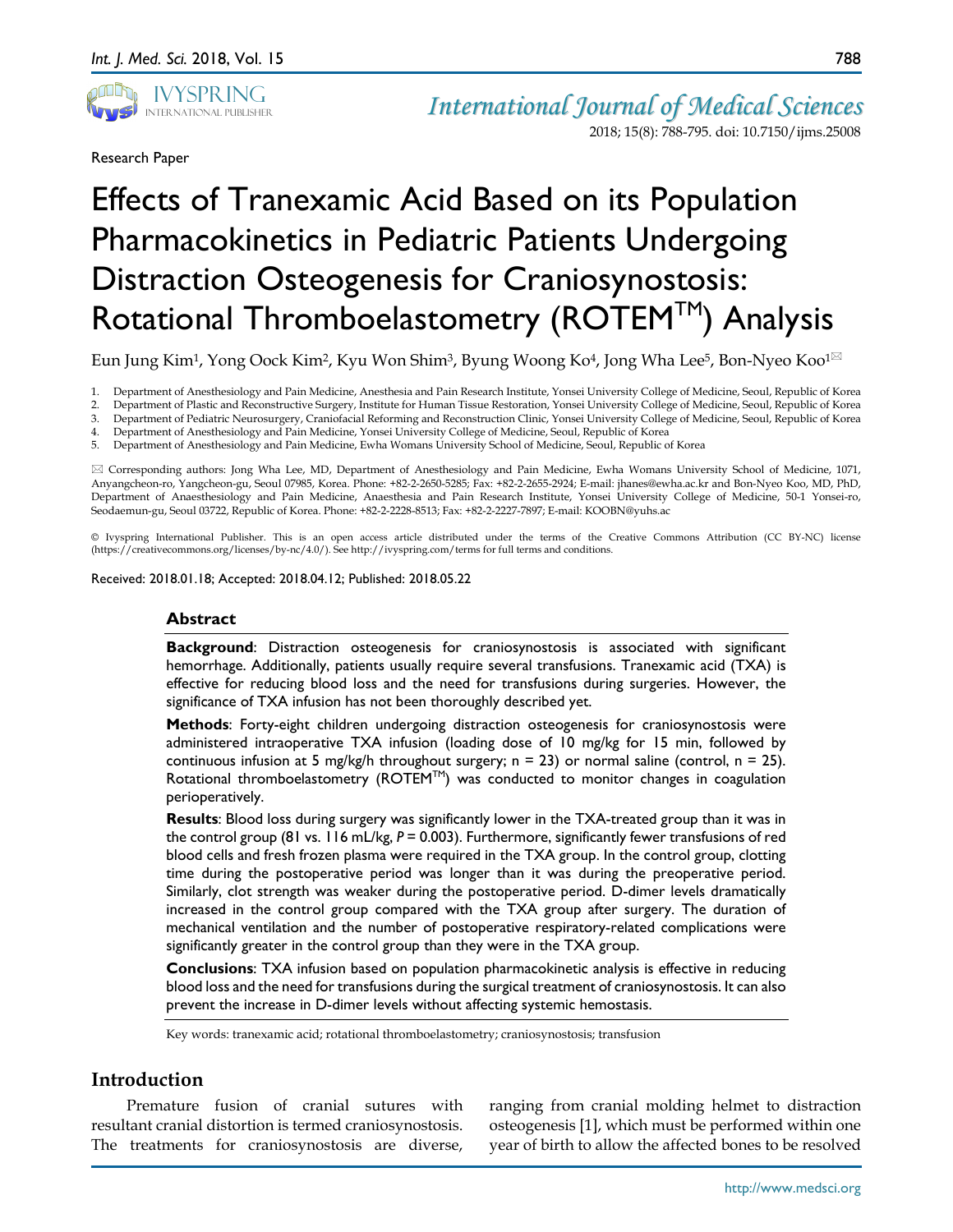Research Paper

# Effects of Tranexamic Acid Based on its Population Pharmacokinetics in Pediatric Patients Undergoing Distraction Osteogenesis for Craniosynostosis: Rotational Thromboelastometry (ROTEM™) Analysis

Eun Jung Kim[1], Yong Oock Kim[2], Kyu Won Shim[3], Byung Woong Ko[4], Jong Wha Lee[5], Bon-Nyeo Koo[1]✉

1. Department of Anesthesiology and Pain Medicine, Anesthesia and Pain Research Institute, Yonsei University College of Medicine, Seoul, Republic of Korea
2. Department of Plastic and Reconstructive Surgery, Institute for Human Tissue Restoration, Yonsei University College of Medicine, Seoul, Republic of Korea
3. Department of Pediatric Neurosurgery, Craniofacial Reforming and Reconstruction Clinic, Yonsei University College of Medicine, Seoul, Republic of Korea
4. Department of Anesthesiology and Pain Medicine, Yonsei University College of Medicine, Seoul, Republic of Korea
5. Department of Anesthesiology and Pain Medicine, Ewha Womans University School of Medicine, Seoul, Republic of Korea

✉ Corresponding authors: Jong Wha Lee, MD, Department of Anesthesiology and Pain Medicine, Ewha Womans University School of Medicine, 1071, Anyangcheon-ro, Yangcheon-gu, Seoul 07985, Korea. Phone: +82-2-2650-5285; Fax: +82-2-2655-2924; E-mail: jhanes@ewha.ac.kr and Bon-Nyeo Koo, MD, PhD, Department of Anaesthesiology and Pain Medicine, Anaesthesia and Pain Research Institute, Yonsei University College of Medicine, 50-1 Yonsei-ro, Seodaemun-gu, Seoul 03722, Republic of Korea. Phone: +82-2-2228-8513; Fax: +82-2-2227-7897; E-mail: KOOBN@yuhs.ac

© Ivyspring International Publisher. This is an open access article distributed under the terms of the Creative Commons Attribution (CC BY-NC) license (https://creativecommons.org/licenses/by-nc/4.0/). See http://ivyspring.com/terms for full terms and conditions.

Received: 2018.01.18; Accepted: 2018.04.12; Published: 2018.05.22

## Abstract

**Background**: Distraction osteogenesis for craniosynostosis is associated with significant hemorrhage. Additionally, patients usually require several transfusions. Tranexamic acid (TXA) is effective for reducing blood loss and the need for transfusions during surgeries. However, the significance of TXA infusion has not been thoroughly described yet.

**Methods**: Forty-eight children undergoing distraction osteogenesis for craniosynostosis were administered intraoperative TXA infusion (loading dose of 10 mg/kg for 15 min, followed by continuous infusion at 5 mg/kg/h throughout surgery; n = 23) or normal saline (control, n = 25). Rotational thromboelastometry (ROTEM™) was conducted to monitor changes in coagulation perioperatively.

**Results**: Blood loss during surgery was significantly lower in the TXA-treated group than it was in the control group (81 vs. 116 mL/kg, *P* = 0.003). Furthermore, significantly fewer transfusions of red blood cells and fresh frozen plasma were required in the TXA group. In the control group, clotting time during the postoperative period was longer than it was during the preoperative period. Similarly, clot strength was weaker during the postoperative period. D-dimer levels dramatically increased in the control group compared with the TXA group after surgery. The duration of mechanical ventilation and the number of postoperative respiratory-related complications were significantly greater in the control group than they were in the TXA group.

**Conclusions**: TXA infusion based on population pharmacokinetic analysis is effective in reducing blood loss and the need for transfusions during the surgical treatment of craniosynostosis. It can also prevent the increase in D-dimer levels without affecting systemic hemostasis.

Key words: tranexamic acid; rotational thromboelastometry; craniosynostosis; transfusion

## Introduction

Premature fusion of cranial sutures with resultant cranial distortion is termed craniosynostosis. The treatments for craniosynostosis are diverse, ranging from cranial molding helmet to distraction osteogenesis [1], which must be performed within one year of birth to allow the affected bones to be resolved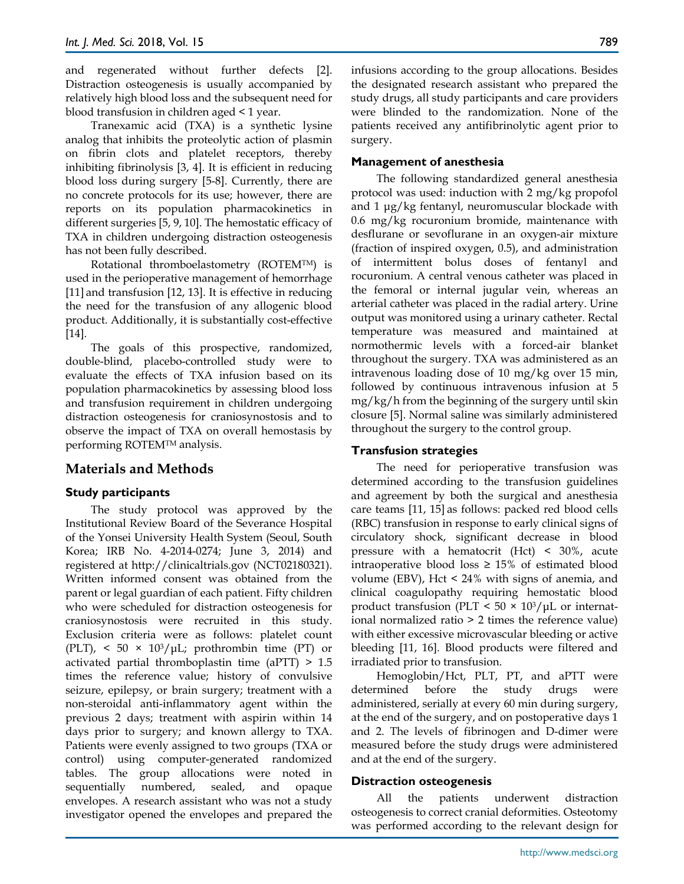and regenerated without further defects [2]. Distraction osteogenesis is usually accompanied by relatively high blood loss and the subsequent need for blood transfusion in children aged < 1 year.

Tranexamic acid (TXA) is a synthetic lysine analog that inhibits the proteolytic action of plasmin on fibrin clots and platelet receptors, thereby inhibiting fibrinolysis [3, 4]. It is efficient in reducing blood loss during surgery [5-8]. Currently, there are no concrete protocols for its use; however, there are reports on its population pharmacokinetics in different surgeries [5, 9, 10]. The hemostatic efficacy of TXA in children undergoing distraction osteogenesis has not been fully described.

Rotational thromboelastometry (ROTEM™) is used in the perioperative management of hemorrhage [11] and transfusion [12, 13]. It is effective in reducing the need for the transfusion of any allogenic blood product. Additionally, it is substantially cost-effective [14].

The goals of this prospective, randomized, double-blind, placebo-controlled study were to evaluate the effects of TXA infusion based on its population pharmacokinetics by assessing blood loss and transfusion requirement in children undergoing distraction osteogenesis for craniosynostosis and to observe the impact of TXA on overall hemostasis by performing ROTEM™ analysis.

## Materials and Methods

### Study participants

The study protocol was approved by the Institutional Review Board of the Severance Hospital of the Yonsei University Health System (Seoul, South Korea; IRB No. 4-2014-0274; June 3, 2014) and registered at http://clinicaltrials.gov (NCT02180321). Written informed consent was obtained from the parent or legal guardian of each patient. Fifty children who were scheduled for distraction osteogenesis for craniosynostosis were recruited in this study. Exclusion criteria were as follows: platelet count (PLT), $< 50 \times 10^3/\mu L$; prothrombin time (PT) or activated partial thromboplastin time (aPTT) > 1.5 times the reference value; history of convulsive seizure, epilepsy, or brain surgery; treatment with a non-steroidal anti-inflammatory agent within the previous 2 days; treatment with aspirin within 14 days prior to surgery; and known allergy to TXA. Patients were evenly assigned to two groups (TXA or control) using computer-generated randomized tables. The group allocations were noted in sequentially numbered, sealed, and opaque envelopes. A research assistant who was not a study investigator opened the envelopes and prepared the infusions according to the group allocations. Besides the designated research assistant who prepared the study drugs, all study participants and care providers were blinded to the randomization. None of the patients received any antifibrinolytic agent prior to surgery.

### Management of anesthesia

The following standardized general anesthesia protocol was used: induction with 2 mg/kg propofol and 1 μg/kg fentanyl, neuromuscular blockade with 0.6 mg/kg rocuronium bromide, maintenance with desflurane or sevoflurane in an oxygen-air mixture (fraction of inspired oxygen, 0.5), and administration of intermittent bolus doses of fentanyl and rocuronium. A central venous catheter was placed in the femoral or internal jugular vein, whereas an arterial catheter was placed in the radial artery. Urine output was monitored using a urinary catheter. Rectal temperature was measured and maintained at normothermic levels with a forced-air blanket throughout the surgery. TXA was administered as an intravenous loading dose of 10 mg/kg over 15 min, followed by continuous intravenous infusion at 5 mg/kg/h from the beginning of the surgery until skin closure [5]. Normal saline was similarly administered throughout the surgery to the control group.

### Transfusion strategies

The need for perioperative transfusion was determined according to the transfusion guidelines and agreement by both the surgical and anesthesia care teams [11, 15] as follows: packed red blood cells (RBC) transfusion in response to early clinical signs of circulatory shock, significant decrease in blood pressure with a hematocrit (Hct) < 30%, acute intraoperative blood loss ≥ 15% of estimated blood volume (EBV), Hct < 24% with signs of anemia, and clinical coagulopathy requiring hemostatic blood product transfusion (PLT $< 50 \times 10^3/\mu L$ or international normalized ratio > 2 times the reference value) with either excessive microvascular bleeding or active bleeding [11, 16]. Blood products were filtered and irradiated prior to transfusion.

Hemoglobin/Hct, PLT, PT, and aPTT were determined before the study drugs were administered, serially at every 60 min during surgery, at the end of the surgery, and on postoperative days 1 and 2. The levels of fibrinogen and D-dimer were measured before the study drugs were administered and at the end of the surgery.

### Distraction osteogenesis

All the patients underwent distraction osteogenesis to correct cranial deformities. Osteotomy was performed according to the relevant design for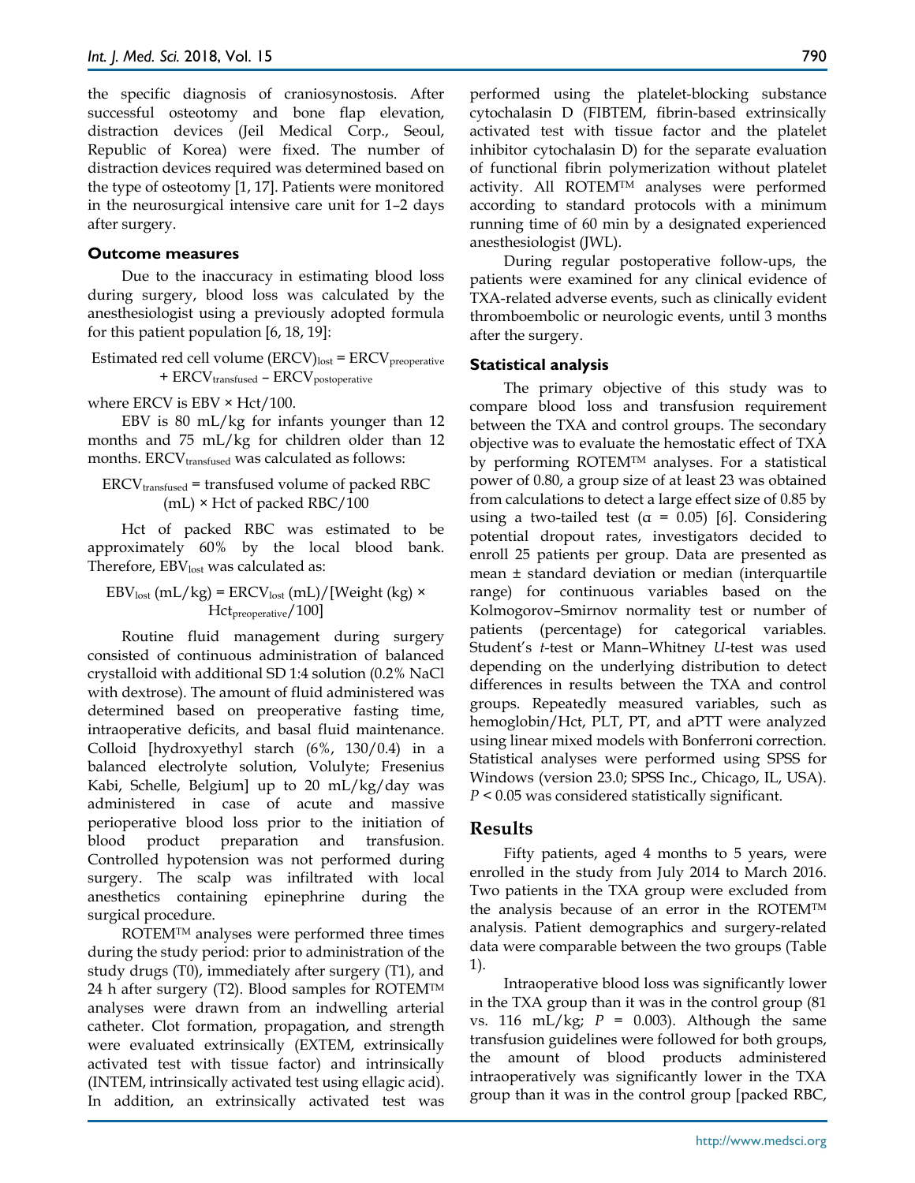the specific diagnosis of craniosynostosis. After successful osteotomy and bone flap elevation, distraction devices (Jeil Medical Corp., Seoul, Republic of Korea) were fixed. The number of distraction devices required was determined based on the type of osteotomy [1, 17]. Patients were monitored in the neurosurgical intensive care unit for 1–2 days after surgery.

### Outcome measures

Due to the inaccuracy in estimating blood loss during surgery, blood loss was calculated by the anesthesiologist using a previously adopted formula for this patient population [6, 18, 19]:

$$\text{Estimated red cell volume (ERCV)}_{lost} = \text{ERCV}_{preoperative} + \text{ERCV}_{transfused} - \text{ERCV}_{postoperative}$$

where ERCV is EBV × Hct/100.

EBV is 80 mL/kg for infants younger than 12 months and 75 mL/kg for children older than 12 months. $\text{ERCV}_{transfused}$ was calculated as follows:

$$\text{ERCV}_{transfused} = \text{transfused volume of packed RBC (mL)} \times \text{Hct of packed RBC}/100$$

Hct of packed RBC was estimated to be approximately 60% by the local blood bank. Therefore, $\text{EBV}_{lost}$ was calculated as:

$$\text{EBV}_{lost}\ (\text{mL/kg}) = \text{ERCV}_{lost}\ (\text{mL})/[\text{Weight (kg)} \times \text{Hct}_{preoperative}/100]$$

Routine fluid management during surgery consisted of continuous administration of balanced crystalloid with additional SD 1:4 solution (0.2% NaCl with dextrose). The amount of fluid administered was determined based on preoperative fasting time, intraoperative deficits, and basal fluid maintenance. Colloid [hydroxyethyl starch (6%, 130/0.4) in a balanced electrolyte solution, Volulyte; Fresenius Kabi, Schelle, Belgium] up to 20 mL/kg/day was administered in case of acute and massive perioperative blood loss prior to the initiation of blood product preparation and transfusion. Controlled hypotension was not performed during surgery. The scalp was infiltrated with local anesthetics containing epinephrine during the surgical procedure.

ROTEM™ analyses were performed three times during the study period: prior to administration of the study drugs (T0), immediately after surgery (T1), and 24 h after surgery (T2). Blood samples for ROTEM™ analyses were drawn from an indwelling arterial catheter. Clot formation, propagation, and strength were evaluated extrinsically (EXTEM, extrinsically activated test with tissue factor) and intrinsically (INTEM, intrinsically activated test using ellagic acid). In addition, an extrinsically activated test was performed using the platelet-blocking substance cytochalasin D (FIBTEM, fibrin-based extrinsically activated test with tissue factor and the platelet inhibitor cytochalasin D) for the separate evaluation of functional fibrin polymerization without platelet activity. All ROTEM™ analyses were performed according to standard protocols with a minimum running time of 60 min by a designated experienced anesthesiologist (JWL).

During regular postoperative follow-ups, the patients were examined for any clinical evidence of TXA-related adverse events, such as clinically evident thromboembolic or neurologic events, until 3 months after the surgery.

### Statistical analysis

The primary objective of this study was to compare blood loss and transfusion requirement between the TXA and control groups. The secondary objective was to evaluate the hemostatic effect of TXA by performing ROTEM™ analyses. For a statistical power of 0.80, a group size of at least 23 was obtained from calculations to detect a large effect size of 0.85 by using a two-tailed test ($\alpha$ = 0.05) [6]. Considering potential dropout rates, investigators decided to enroll 25 patients per group. Data are presented as mean ± standard deviation or median (interquartile range) for continuous variables based on the Kolmogorov–Smirnov normality test or number of patients (percentage) for categorical variables. Student's *t*-test or Mann–Whitney *U*-test was used depending on the underlying distribution to detect differences in results between the TXA and control groups. Repeatedly measured variables, such as hemoglobin/Hct, PLT, PT, and aPTT were analyzed using linear mixed models with Bonferroni correction. Statistical analyses were performed using SPSS for Windows (version 23.0; SPSS Inc., Chicago, IL, USA). $P < 0.05$ was considered statistically significant.

## Results

Fifty patients, aged 4 months to 5 years, were enrolled in the study from July 2014 to March 2016. Two patients in the TXA group were excluded from the analysis because of an error in the ROTEM™ analysis. Patient demographics and surgery-related data were comparable between the two groups (Table 1).

Intraoperative blood loss was significantly lower in the TXA group than it was in the control group (81 vs. 116 mL/kg; $P$ = 0.003). Although the same transfusion guidelines were followed for both groups, the amount of blood products administered intraoperatively was significantly lower in the TXA group than it was in the control group [packed RBC,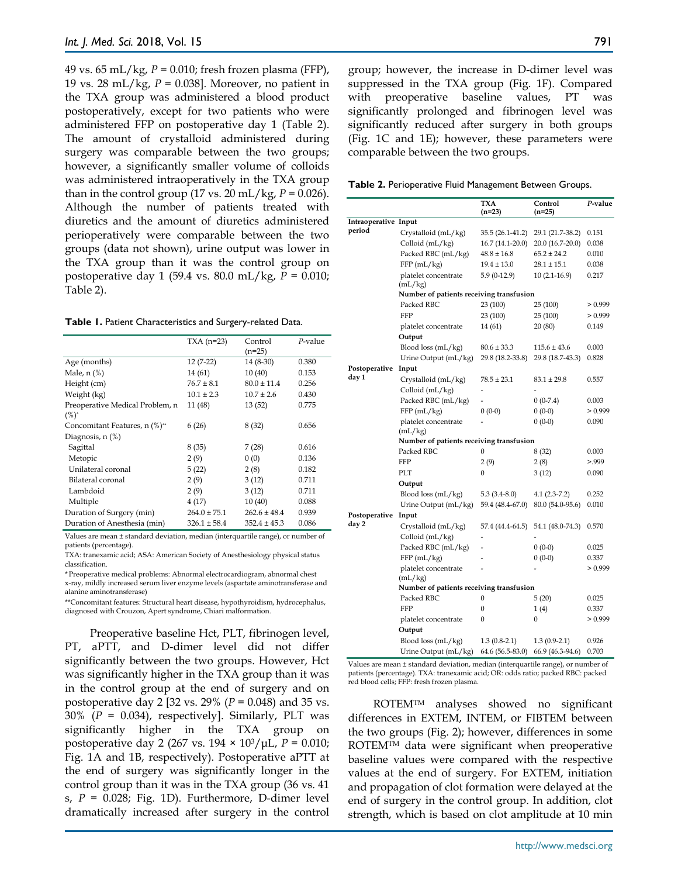49 vs. 65 mL/kg, $P = 0.010$; fresh frozen plasma (FFP), 19 vs. 28 mL/kg, $P = 0.038$]. Moreover, no patient in the TXA group was administered a blood product postoperatively, except for two patients who were administered FFP on postoperative day 1 (Table 2). The amount of crystalloid administered during surgery was comparable between the two groups; however, a significantly smaller volume of colloids was administered intraoperatively in the TXA group than in the control group (17 vs. 20 mL/kg, $P = 0.026$). Although the number of patients treated with diuretics and the amount of diuretics administered perioperatively were comparable between the two groups (data not shown), urine output was lower in the TXA group than it was the control group on postoperative day 1 (59.4 vs. 80.0 mL/kg, $P = 0.010$; Table 2).

**Table 1.** Patient Characteristics and Surgery-related Data.

| | TXA (n=23) | Control (n=25) | *P*-value |
|---|---|---|---|
| Age (months) | 12 (7-22) | 14 (8-30) | 0.380 |
| Male, n (%) | 14 (61) | 10 (40) | 0.153 |
| Height (cm) | 76.7 ± 8.1 | 80.0 ± 11.4 | 0.256 |
| Weight (kg) | 10.1 ± 2.3 | 10.7 ± 2.6 | 0.430 |
| Preoperative Medical Problem, n (%)* | 11 (48) | 13 (52) | 0.775 |
| Concomitant Features, n (%)** | 6 (26) | 8 (32) | 0.656 |
| Diagnosis, n (%) | | | |
| Sagittal | 8 (35) | 7 (28) | 0.616 |
| Metopic | 2 (9) | 0 (0) | 0.136 |
| Unilateral coronal | 5 (22) | 2 (8) | 0.182 |
| Bilateral coronal | 2 (9) | 3 (12) | 0.711 |
| Lambdoid | 2 (9) | 3 (12) | 0.711 |
| Multiple | 4 (17) | 10 (40) | 0.088 |
| Duration of Surgery (min) | 264.0 ± 75.1 | 262.6 ± 48.4 | 0.939 |
| Duration of Anesthesia (min) | 326.1 ± 58.4 | 352.4 ± 45.3 | 0.086 |

Values are mean ± standard deviation, median (interquartile range), or number of patients (percentage).
TXA: tranexamic acid; ASA: American Society of Anesthesiology physical status classification.
*Preoperative medical problems: Abnormal electrocardiogram, abnormal chest x-ray, mildly increased serum liver enzyme levels (aspartate aminotransferase and alanine aminotransferase)
**Concomitant features: Structural heart disease, hypothyroidism, hydrocephalus, diagnosed with Crouzon, Apert syndrome, Chiari malformation.

Preoperative baseline Hct, PLT, fibrinogen level, PT, aPTT, and D-dimer level did not differ significantly between the two groups. However, Hct was significantly higher in the TXA group than it was in the control group at the end of surgery and on postoperative day 2 [32 vs. 29% ($P = 0.048$) and 35 vs. 30% ($P = 0.034$), respectively]. Similarly, PLT was significantly higher in the TXA group on postoperative day 2 (267 vs. 194 × $10^3$/μL, $P = 0.010$; Fig. 1A and 1B, respectively). Postoperative aPTT at the end of surgery was significantly longer in the control group than it was in the TXA group (36 vs. 41 s, $P = 0.028$; Fig. 1D). Furthermore, D-dimer level dramatically increased after surgery in the control group; however, the increase in D-dimer level was suppressed in the TXA group (Fig. 1F). Compared with preoperative baseline values, PT was significantly prolonged and fibrinogen level was significantly reduced after surgery in both groups (Fig. 1C and 1E); however, these parameters were comparable between the two groups.

**Table 2.** Perioperative Fluid Management Between Groups.

| | | TXA (n=23) | Control (n=25) | *P*-value |
|---|---|---|---|---|
| Intraoperative period | Input | | | |
| | Crystalloid (mL/kg) | 35.5 (26.1-41.2) | 29.1 (21.7-38.2) | 0.151 |
| | Colloid (mL/kg) | 16.7 (14.1-20.0) | 20.0 (16.7-20.0) | 0.038 |
| | Packed RBC (mL/kg) | 48.8 ± 16.8 | 65.2 ± 24.2 | 0.010 |
| | FFP (mL/kg) | 19.4 ± 13.0 | 28.1 ± 15.1 | 0.038 |
| | platelet concentrate (mL/kg) | 5.9 (0-12.9) | 10 (2.1-16.9) | 0.217 |
| | Number of patients receiving transfusion | | | |
| | Packed RBC | 23 (100) | 25 (100) | > 0.999 |
| | FFP | 23 (100) | 25 (100) | > 0.999 |
| | platelet concentrate | 14 (61) | 20 (80) | 0.149 |
| | Output | | | |
| | Blood loss (mL/kg) | 80.6 ± 33.3 | 115.6 ± 43.6 | 0.003 |
| | Urine Output (mL/kg) | 29.8 (18.2-33.8) | 29.8 (18.7-43.3) | 0.828 |
| Postoperative day 1 | Input | | | |
| | Crystalloid (mL/kg) | 78.5 ± 23.1 | 83.1 ± 29.8 | 0.557 |
| | Colloid (mL/kg) | - | - | |
| | Packed RBC (mL/kg) | - | 0 (0-7.4) | 0.003 |
| | FFP (mL/kg) | 0 (0-0) | 0 (0-0) | > 0.999 |
| | platelet concentrate (mL/kg) | - | 0 (0-0) | 0.090 |
| | Number of patients receiving transfusion | | | |
| | Packed RBC | 0 | 8 (32) | 0.003 |
| | FFP | 2 (9) | 2 (8) | >.999 |
| | PLT | 0 | 3 (12) | 0.090 |
| | Output | | | |
| | Blood loss (mL/kg) | 5.3 (3.4-8.0) | 4.1 (2.3-7.2) | 0.252 |
| | Urine Output (mL/kg) | 59.4 (48.4-67.0) | 80.0 (54.0-95.6) | 0.010 |
| Postoperative day 2 | Input | | | |
| | Crystalloid (mL/kg) | 57.4 (44.4-64.5) | 54.1 (48.0-74.3) | 0.570 |
| | Colloid (mL/kg) | - | - | |
| | Packed RBC (mL/kg) | - | 0 (0-0) | 0.025 |
| | FFP (mL/kg) | - | 0 (0-0) | 0.337 |
| | platelet concentrate (mL/kg) | - | - | > 0.999 |
| | Number of patients receiving transfusion | | | |
| | Packed RBC | 0 | 5 (20) | 0.025 |
| | FFP | 0 | 1 (4) | 0.337 |
| | platelet concentrate | 0 | 0 | > 0.999 |
| | Output | | | |
| | Blood loss (mL/kg) | 1.3 (0.8-2.1) | 1.3 (0.9-2.1) | 0.926 |
| | Urine Output (mL/kg) | 64.6 (56.5-83.0) | 66.9 (46.3-94.6) | 0.703 |

Values are mean ± standard deviation, median (interquartile range), or number of patients (percentage). TXA: tranexamic acid; OR: odds ratio; packed RBC: packed red blood cells; FFP: fresh frozen plasma.

ROTEM™ analyses showed no significant differences in EXTEM, INTEM, or FIBTEM between the two groups (Fig. 2); however, differences in some ROTEM™ data were significant when preoperative baseline values were compared with the respective values at the end of surgery. For EXTEM, initiation and propagation of clot formation were delayed at the end of surgery in the control group. In addition, clot strength, which is based on clot amplitude at 10 min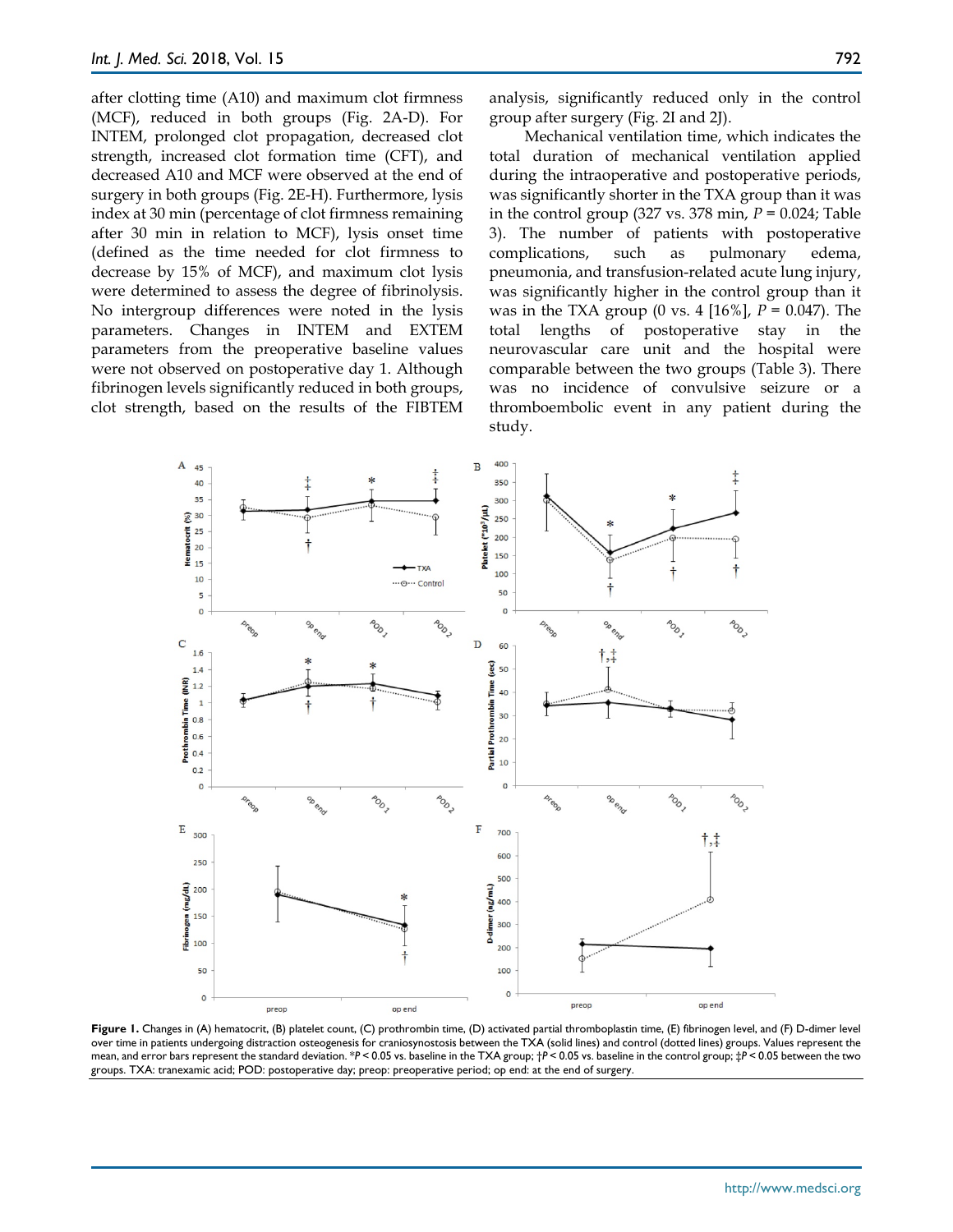after clotting time (A10) and maximum clot firmness (MCF), reduced in both groups (Fig. 2A-D). For INTEM, prolonged clot propagation, decreased clot strength, increased clot formation time (CFT), and decreased A10 and MCF were observed at the end of surgery in both groups (Fig. 2E-H). Furthermore, lysis index at 30 min (percentage of clot firmness remaining after 30 min in relation to MCF), lysis onset time (defined as the time needed for clot firmness to decrease by 15% of MCF), and maximum clot lysis were determined to assess the degree of fibrinolysis. No intergroup differences were noted in the lysis parameters. Changes in INTEM and EXTEM parameters from the preoperative baseline values were not observed on postoperative day 1. Although fibrinogen levels significantly reduced in both groups, clot strength, based on the results of the FIBTEM analysis, significantly reduced only in the control group after surgery (Fig. 2I and 2J).

Mechanical ventilation time, which indicates the total duration of mechanical ventilation applied during the intraoperative and postoperative periods, was significantly shorter in the TXA group than it was in the control group (327 vs. 378 min, $P = 0.024$; Table 3). The number of patients with postoperative complications, such as pulmonary edema, pneumonia, and transfusion-related acute lung injury, was significantly higher in the control group than it was in the TXA group (0 vs. 4 [16%], $P = 0.047$). The total lengths of postoperative stay in the neurovascular care unit and the hospital were comparable between the two groups (Table 3). There was no incidence of convulsive seizure or a thromboembolic event in any patient during the study.

**Figure 1.** Changes in (A) hematocrit, (B) platelet count, (C) prothrombin time, (D) activated partial thromboplastin time, (E) fibrinogen level, and (F) D-dimer level over time in patients undergoing distraction osteogenesis for craniosynostosis between the TXA (solid lines) and control (dotted lines) groups. Values represent the mean, and error bars represent the standard deviation. *$P < 0.05$ vs. baseline in the TXA group; †$P < 0.05$ vs. baseline in the control group; ‡$P < 0.05$ between the two groups. TXA: tranexamic acid; POD: postoperative day; preop: preoperative period; op end: at the end of surgery.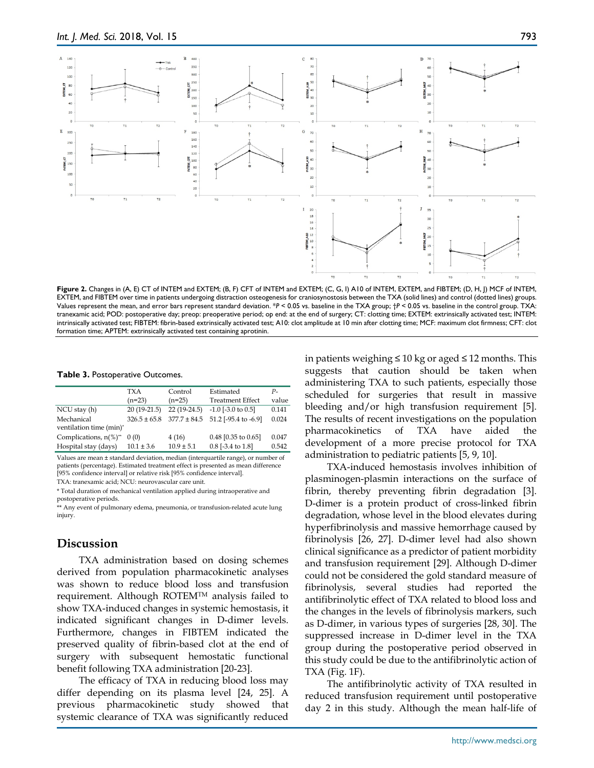**Figure 2.** Changes in (A, E) CT of INTEM and EXTEM; (B, F) CFT of INTEM and EXTEM; (C, G, I) A10 of INTEM, EXTEM, and FIBTEM; (D, H, J) MCF of INTEM, EXTEM, and FIBTEM over time in patients undergoing distraction osteogenesis for craniosynostosis between the TXA (solid lines) and control (dotted lines) groups. Values represent the mean, and error bars represent standard deviation. *$P < 0.05$ vs. baseline in the TXA group; †$P < 0.05$ vs. baseline in the control group. TXA: tranexamic acid; POD: postoperative day; preop: preoperative period; op end: at the end of surgery; CT: clotting time; EXTEM: extrinsically activated test; INTEM: intrinsically activated test; FIBTEM: fibrin-based extrinsically activated test; A10: clot amplitude at 10 min after clotting time; MCF: maximum clot firmness; CFT: clot formation time; APTEM: extrinsically activated test containing aprotinin.

**Table 3.** Postoperative Outcomes.

| | TXA (n=23) | Control (n=25) | Estimated Treatment Effect | P-value |
|---|---|---|---|---|
| NCU stay (h) | 20 (19-21.5) | 22 (19-24.5) | -1.0 [-3.0 to 0.5] | 0.141 |
| Mechanical ventilation time (min)* | 326.5 ± 65.8 | 377.7 ± 84.5 | 51.2 [-95.4 to -6.9] | 0.024 |
| Complications, n(%)** | 0 (0) | 4 (16) | 0.48 [0.35 to 0.65] | 0.047 |
| Hospital stay (days) | 10.1 ± 3.6 | 10.9 ± 5.1 | 0.8 [-3.4 to 1.8] | 0.542 |

Values are mean ± standard deviation, median (interquartile range), or number of patients (percentage). Estimated treatment effect is presented as mean difference [95% confidence interval] or relative risk [95% confidence interval].

TXA: tranexamic acid; NCU: neurovascular care unit.

* Total duration of mechanical ventilation applied during intraoperative and postoperative periods.

** Any event of pulmonary edema, pneumonia, or transfusion-related acute lung injury.

## Discussion

TXA administration based on dosing schemes derived from population pharmacokinetic analyses was shown to reduce blood loss and transfusion requirement. Although ROTEM™ analysis failed to show TXA-induced changes in systemic hemostasis, it indicated significant changes in D-dimer levels. Furthermore, changes in FIBTEM indicated the preserved quality of fibrin-based clot at the end of surgery with subsequent hemostatic functional benefit following TXA administration [20-23].

The efficacy of TXA in reducing blood loss may differ depending on its plasma level [24, 25]. A previous pharmacokinetic study showed that systemic clearance of TXA was significantly reduced in patients weighing ≤ 10 kg or aged ≤ 12 months. This suggests that caution should be taken when administering TXA to such patients, especially those scheduled for surgeries that result in massive bleeding and/or high transfusion requirement [5]. The results of recent investigations on the population pharmacokinetics of TXA have aided the development of a more precise protocol for TXA administration to pediatric patients [5, 9, 10].

TXA-induced hemostasis involves inhibition of plasminogen-plasmin interactions on the surface of fibrin, thereby preventing fibrin degradation [3]. D-dimer is a protein product of cross-linked fibrin degradation, whose level in the blood elevates during hyperfibrinolysis and massive hemorrhage caused by fibrinolysis [26, 27]. D-dimer level had also shown clinical significance as a predictor of patient morbidity and transfusion requirement [29]. Although D-dimer could not be considered the gold standard measure of fibrinolysis, several studies had reported the antifibrinolytic effect of TXA related to blood loss and the changes in the levels of fibrinolysis markers, such as D-dimer, in various types of surgeries [28, 30]. The suppressed increase in D-dimer level in the TXA group during the postoperative period observed in this study could be due to the antifibrinolytic action of TXA (Fig. 1F).

The antifibrinolytic activity of TXA resulted in reduced transfusion requirement until postoperative day 2 in this study. Although the mean half-life of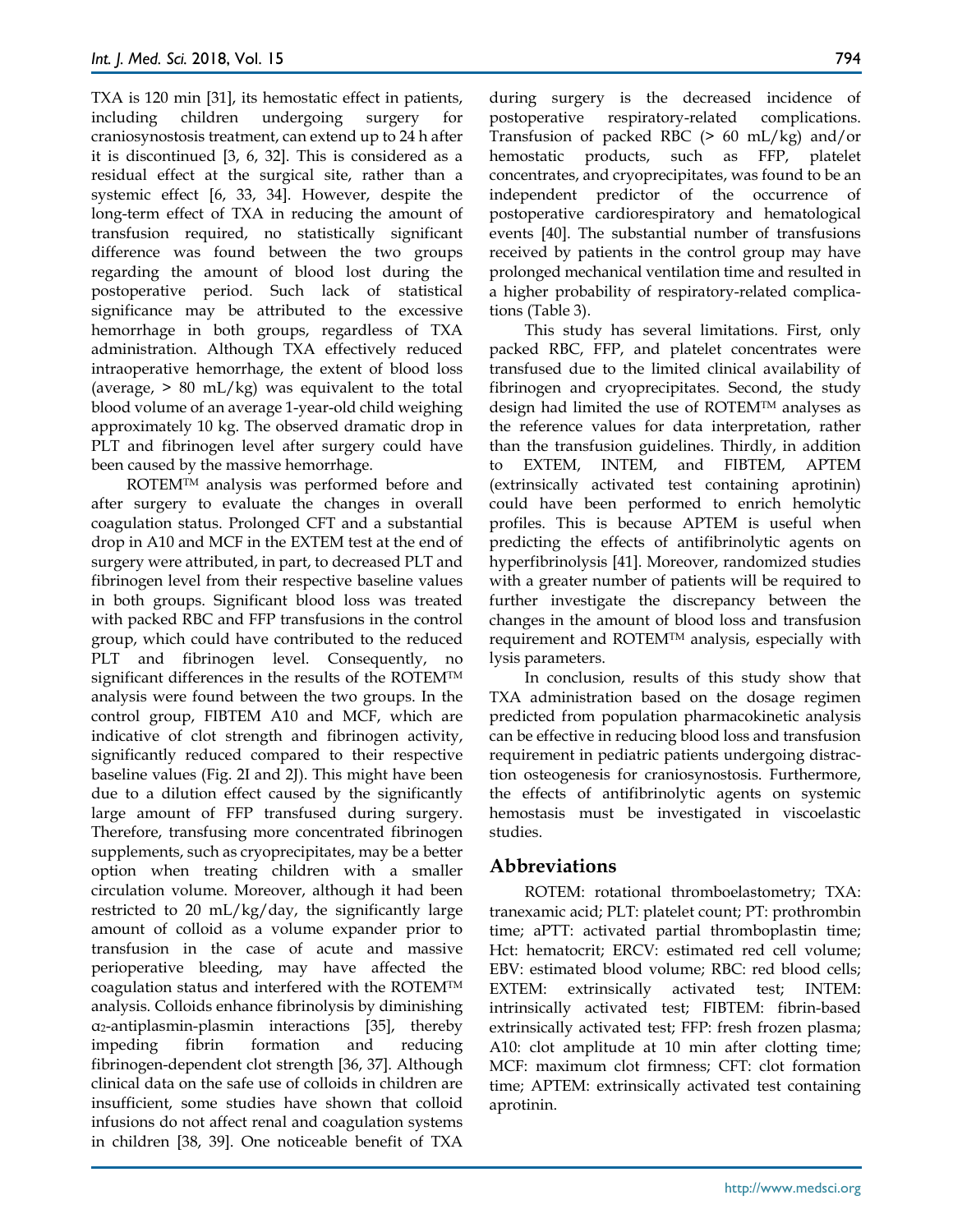TXA is 120 min [31], its hemostatic effect in patients, including children undergoing surgery for craniosynostosis treatment, can extend up to 24 h after it is discontinued [3, 6, 32]. This is considered as a residual effect at the surgical site, rather than a systemic effect [6, 33, 34]. However, despite the long-term effect of TXA in reducing the amount of transfusion required, no statistically significant difference was found between the two groups regarding the amount of blood lost during the postoperative period. Such lack of statistical significance may be attributed to the excessive hemorrhage in both groups, regardless of TXA administration. Although TXA effectively reduced intraoperative hemorrhage, the extent of blood loss (average, > 80 mL/kg) was equivalent to the total blood volume of an average 1-year-old child weighing approximately 10 kg. The observed dramatic drop in PLT and fibrinogen level after surgery could have been caused by the massive hemorrhage.

ROTEM™ analysis was performed before and after surgery to evaluate the changes in overall coagulation status. Prolonged CFT and a substantial drop in A10 and MCF in the EXTEM test at the end of surgery were attributed, in part, to decreased PLT and fibrinogen level from their respective baseline values in both groups. Significant blood loss was treated with packed RBC and FFP transfusions in the control group, which could have contributed to the reduced PLT and fibrinogen level. Consequently, no significant differences in the results of the ROTEM™ analysis were found between the two groups. In the control group, FIBTEM A10 and MCF, which are indicative of clot strength and fibrinogen activity, significantly reduced compared to their respective baseline values (Fig. 2I and 2J). This might have been due to a dilution effect caused by the significantly large amount of FFP transfused during surgery. Therefore, transfusing more concentrated fibrinogen supplements, such as cryoprecipitates, may be a better option when treating children with a smaller circulation volume. Moreover, although it had been restricted to 20 mL/kg/day, the significantly large amount of colloid as a volume expander prior to transfusion in the case of acute and massive perioperative bleeding, may have affected the coagulation status and interfered with the ROTEM™ analysis. Colloids enhance fibrinolysis by diminishing $\alpha_2$-antiplasmin-plasmin interactions [35], thereby impeding fibrin formation and reducing fibrinogen-dependent clot strength [36, 37]. Although clinical data on the safe use of colloids in children are insufficient, some studies have shown that colloid infusions do not affect renal and coagulation systems in children [38, 39]. One noticeable benefit of TXA during surgery is the decreased incidence of postoperative respiratory-related complications. Transfusion of packed RBC (> 60 mL/kg) and/or hemostatic products, such as FFP, platelet concentrates, and cryoprecipitates, was found to be an independent predictor of the occurrence of postoperative cardiorespiratory and hematological events [40]. The substantial number of transfusions received by patients in the control group may have prolonged mechanical ventilation time and resulted in a higher probability of respiratory-related complications (Table 3).

This study has several limitations. First, only packed RBC, FFP, and platelet concentrates were transfused due to the limited clinical availability of fibrinogen and cryoprecipitates. Second, the study design had limited the use of ROTEM™ analyses as the reference values for data interpretation, rather than the transfusion guidelines. Thirdly, in addition to EXTEM, INTEM, and FIBTEM, APTEM (extrinsically activated test containing aprotinin) could have been performed to enrich hemolytic profiles. This is because APTEM is useful when predicting the effects of antifibrinolytic agents on hyperfibrinolysis [41]. Moreover, randomized studies with a greater number of patients will be required to further investigate the discrepancy between the changes in the amount of blood loss and transfusion requirement and ROTEM™ analysis, especially with lysis parameters.

In conclusion, results of this study show that TXA administration based on the dosage regimen predicted from population pharmacokinetic analysis can be effective in reducing blood loss and transfusion requirement in pediatric patients undergoing distraction osteogenesis for craniosynostosis. Furthermore, the effects of antifibrinolytic agents on systemic hemostasis must be investigated in viscoelastic studies.

## Abbreviations

ROTEM: rotational thromboelastometry; TXA: tranexamic acid; PLT: platelet count; PT: prothrombin time; aPTT: activated partial thromboplastin time; Hct: hematocrit; ERCV: estimated red cell volume; EBV: estimated blood volume; RBC: red blood cells; EXTEM: extrinsically activated test; INTEM: intrinsically activated test; FIBTEM: fibrin-based extrinsically activated test; FFP: fresh frozen plasma; A10: clot amplitude at 10 min after clotting time; MCF: maximum clot firmness; CFT: clot formation time; APTEM: extrinsically activated test containing aprotinin.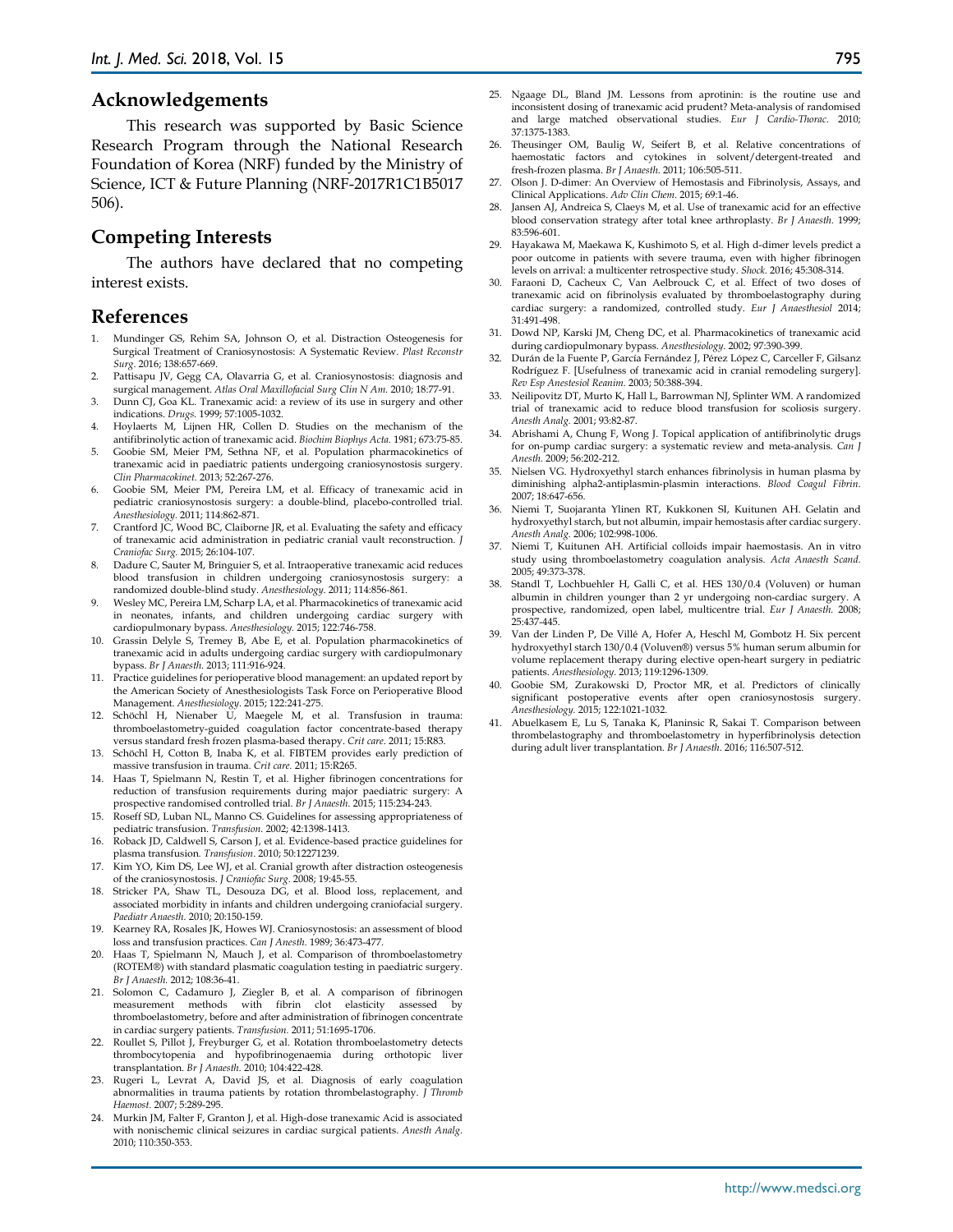## Acknowledgements

This research was supported by Basic Science Research Program through the National Research Foundation of Korea (NRF) funded by the Ministry of Science, ICT & Future Planning (NRF-2017R1C1B5017 506).

## Competing Interests

The authors have declared that no competing interest exists.

## References

1. Mundinger GS, Rehim SA, Johnson O, et al. Distraction Osteogenesis for Surgical Treatment of Craniosynostosis: A Systematic Review. *Plast Reconstr Surg*. 2016; 138:657-669.
2. Pattisapu JV, Gegg CA, Olavarria G, et al. Craniosynostosis: diagnosis and surgical management. *Atlas Oral Maxillofacial Surg Clin N Am*. 2010; 18:77-91.
3. Dunn CJ, Goa KL. Tranexamic acid: a review of its use in surgery and other indications. *Drugs*. 1999; 57:1005-1032.
4. Hoylaerts M, Lijnen HR, Collen D. Studies on the mechanism of the antifibrinolytic action of tranexamic acid. *Biochim Biophys Acta*. 1981; 673:75-85.
5. Goobie SM, Meier PM, Sethna NF, et al. Population pharmacokinetics of tranexamic acid in paediatric patients undergoing craniosynostosis surgery. *Clin Pharmacokinet*. 2013; 52:267-276.
6. Goobie SM, Meier PM, Pereira LM, et al. Efficacy of tranexamic acid in pediatric craniosynostosis surgery: a double-blind, placebo-controlled trial. *Anesthesiology*. 2011; 114:862-871.
7. Crantford JC, Wood BC, Claiborne JR, et al. Evaluating the safety and efficacy of tranexamic acid administration in pediatric cranial vault reconstruction. *J Craniofac Surg*. 2015; 26:104-107.
8. Dadure C, Sauter M, Bringuier S, et al. Intraoperative tranexamic acid reduces blood transfusion in children undergoing craniosynostosis surgery: a randomized double-blind study. *Anesthesiology*. 2011; 114:856-861.
9. Wesley MC, Pereira LM, Scharp LA, et al. Pharmacokinetics of tranexamic acid in neonates, infants, and children undergoing cardiac surgery with cardiopulmonary bypass. *Anesthesiology*. 2015; 122:746-758.
10. Grassin Delyle S, Tremey B, Abe E, et al. Population pharmacokinetics of tranexamic acid in adults undergoing cardiac surgery with cardiopulmonary bypass. *Br J Anaesth*. 2013; 111:916-924.
11. Practice guidelines for perioperative blood management: an updated report by the American Society of Anesthesiologists Task Force on Perioperative Blood Management. *Anesthesiology*. 2015; 122:241-275.
12. Schöchl H, Nienaber U, Maegele M, et al. Transfusion in trauma: thromboelastometry-guided coagulation factor concentrate-based therapy versus standard fresh frozen plasma-based therapy. *Crit care*. 2011; 15:R83.
13. Schöchl H, Cotton B, Inaba K, et al. FIBTEM provides early prediction of massive transfusion in trauma. *Crit care*. 2011; 15:R265.
14. Haas T, Spielmann N, Restin T, et al. Higher fibrinogen concentrations for reduction of transfusion requirements during major paediatric surgery: A prospective randomised controlled trial. *Br J Anaesth*. 2015; 115:234-243.
15. Roseff SD, Luban NL, Manno CS. Guidelines for assessing appropriateness of pediatric transfusion. *Transfusion*. 2002; 42:1398-1413.
16. Roback JD, Caldwell S, Carson J, et al. Evidence-based practice guidelines for plasma transfusion. *Transfusion*. 2010; 50:12271239.
17. Kim YO, Kim DS, Lee WJ, et al. Cranial growth after distraction osteogenesis of the craniosynostosis. *J Craniofac Surg*. 2008; 19:45-55.
18. Stricker PA, Shaw TL, Desouza DG, et al. Blood loss, replacement, and associated morbidity in infants and children undergoing craniofacial surgery. *Paediatr Anaesth*. 2010; 20:150-159.
19. Kearney RA, Rosales JK, Howes WJ. Craniosynostosis: an assessment of blood loss and transfusion practices. *Can J Anesth*. 1989; 36:473-477.
20. Haas T, Spielmann N, Mauch J, et al. Comparison of thromboelastometry (ROTEM®) with standard plasmatic coagulation testing in paediatric surgery. *Br J Anaesth*. 2012; 108:36-41.
21. Solomon C, Cadamuro J, Ziegler B, et al. A comparison of fibrinogen measurement methods with fibrin clot elasticity assessed by thromboelastometry, before and after administration of fibrinogen concentrate in cardiac surgery patients. *Transfusion*. 2011; 51:1695-1706.
22. Roullet S, Pillot J, Freyburger G, et al. Rotation thromboelastometry detects thrombocytopenia and hypofibrinogenaemia during orthotopic liver transplantation. *Br J Anaesth*. 2010; 104:422-428.
23. Rugeri L, Levrat A, David JS, et al. Diagnosis of early coagulation abnormalities in trauma patients by rotation thrombelastography. *J Thromb Haemost*. 2007; 5:289-295.
24. Murkin JM, Falter F, Granton J, et al. High-dose tranexamic Acid is associated with nonischemic clinical seizures in cardiac surgical patients. *Anesth Analg*. 2010; 110:350-353.
25. Ngaage DL, Bland JM. Lessons from aprotinin: is the routine use and inconsistent dosing of tranexamic acid prudent? Meta-analysis of randomised and large matched observational studies. *Eur J Cardio-Thorac*. 2010; 37:1375-1383.
26. Theusinger OM, Baulig W, Seifert B, et al. Relative concentrations of haemostatic factors and cytokines in solvent/detergent-treated and fresh-frozen plasma. *Br J Anaesth*. 2011; 106:505-511.
27. Olson J. D-dimer: An Overview of Hemostasis and Fibrinolysis, Assays, and Clinical Applications. *Adv Clin Chem*. 2015; 69:1-46.
28. Jansen AJ, Andreica S, Claeys M, et al. Use of tranexamic acid for an effective blood conservation strategy after total knee arthroplasty. *Br J Anaesth*. 1999; 83:596-601.
29. Hayakawa M, Maekawa K, Kushimoto S, et al. High d-dimer levels predict a poor outcome in patients with severe trauma, even with higher fibrinogen levels on arrival: a multicenter retrospective study. *Shock*. 2016; 45:308-314.
30. Faraoni D, Cacheux C, Van Aelbrouck C, et al. Effect of two doses of tranexamic acid on fibrinolysis evaluated by thromboelastography during cardiac surgery: a randomized, controlled study. *Eur J Anaesthesiol* 2014; 31:491-498.
31. Dowd NP, Karski JM, Cheng DC, et al. Pharmacokinetics of tranexamic acid during cardiopulmonary bypass. *Anesthesiology*. 2002; 97:390-399.
32. Durán de la Fuente P, García Fernández J, Pérez López C, Carceller F, Gilsanz Rodríguez F. [Usefulness of tranexamic acid in cranial remodeling surgery]. *Rev Esp Anestesiol Reanim*. 2003; 50:388-394.
33. Neilipovitz DT, Murto K, Hall L, Barrowman NJ, Splinter WM. A randomized trial of tranexamic acid to reduce blood transfusion for scoliosis surgery. *Anesth Analg*. 2001; 93:82-87.
34. Abrishami A, Chung F, Wong J. Topical application of antifibrinolytic drugs for on-pump cardiac surgery: a systematic review and meta-analysis. *Can J Anesth*. 2009; 56:202-212.
35. Nielsen VG. Hydroxyethyl starch enhances fibrinolysis in human plasma by diminishing alpha2-antiplasmin-plasmin interactions. *Blood Coagul Fibrin*. 2007; 18:647-656.
36. Niemi T, Suojaranta Ylinen RT, Kukkonen SI, Kuitunen AH. Gelatin and hydroxyethyl starch, but not albumin, impair hemostasis after cardiac surgery. *Anesth Analg*. 2006; 102:998-1006.
37. Niemi T, Kuitunen AH. Artificial colloids impair haemostasis. An in vitro study using thromboelastometry coagulation analysis. *Acta Anaesth Scand*. 2005; 49:373-378.
38. Standl T, Lochbuehler H, Galli C, et al. HES 130/0.4 (Voluven) or human albumin in children younger than 2 yr undergoing non-cardiac surgery. A prospective, randomized, open label, multicentre trial. *Eur J Anaesth*. 2008; 25:437-445.
39. Van der Linden P, De Villé A, Hofer A, Heschl M, Gombotz H. Six percent hydroxyethyl starch 130/0.4 (Voluven®) versus 5% human serum albumin for volume replacement therapy during elective open-heart surgery in pediatric patients. *Anesthesiology*. 2013; 119:1296-1309.
40. Goobie SM, Zurakowski D, Proctor MR, et al. Predictors of clinically significant postoperative events after open craniosynostosis surgery. *Anesthesiology*. 2015; 122:1021-1032.
41. Abuelkasem E, Lu S, Tanaka K, Planinsic R, Sakai T. Comparison between thrombelastography and thromboelastometry in hyperfibrinolysis detection during adult liver transplantation. *Br J Anaesth*. 2016; 116:507-512.